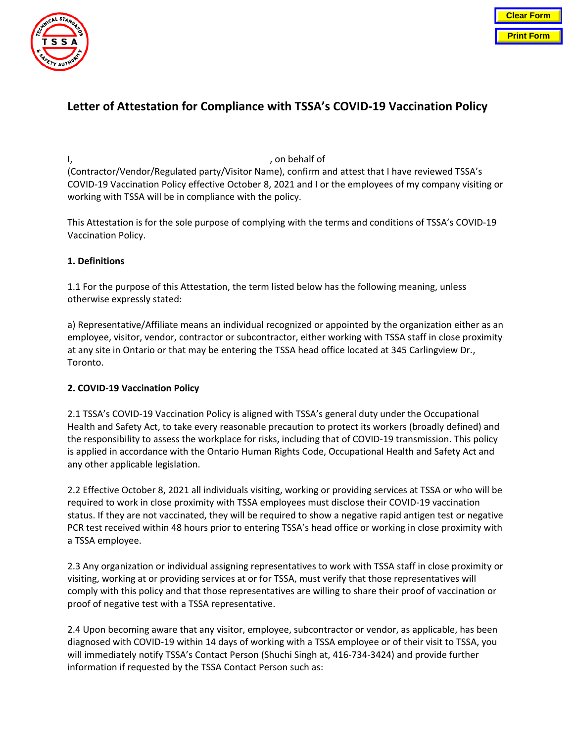# Letter of Attestation for Compliance with TSSA's COVID-19 Vaccination Policy

I, \_\_\_\_\_\_\_\_\_\_\_\_\_\_\_\_\_\_\_\_\_\_\_\_\_\_\_\_\_\_\_\_, on behalf of \_\_\_\_\_\_\_\_\_\_\_\_\_\_\_\_\_\_\_\_\_\_\_\_\_\_\_\_\_\_\_\_ (Contractor/Vendor/Regulated party/Visitor Name), confirm and attest that I have reviewed TSSA's COVID-19 Vaccination Policy effective October 8, 2021 and I or the employees of my company visiting or working with TSSA will be in compliance with the policy.

This Attestation is for the sole purpose of complying with the terms and conditions of TSSA's COVID-19 Vaccination Policy.

**1. Definitions**

1.1 For the purpose of this Attestation, the term listed below has the following meaning, unless otherwise expressly stated:

a) Representative/Affiliate means an individual recognized or appointed by the organization either as an employee, visitor, vendor, contractor or subcontractor, either working with TSSA staff in close proximity at any site in Ontario or that may be entering the TSSA head office located at 345 Carlingview Dr., Toronto.

**2. COVID-19 Vaccination Policy**

2.1 TSSA's COVID-19 Vaccination Policy is aligned with TSSA's general duty under the Occupational Health and Safety Act, to take every reasonable precaution to protect its workers (broadly defined) and the responsibility to assess the workplace for risks, including that of COVID-19 transmission. This policy is applied in accordance with the Ontario Human Rights Code, Occupational Health and Safety Act and any other applicable legislation.

2.2 Effective October 8, 2021 all individuals visiting, working or providing services at TSSA or who will be required to work in close proximity with TSSA employees must disclose their COVID-19 vaccination status. If they are not vaccinated, they will be required to show a negative rapid antigen test or negative PCR test received within 48 hours prior to entering TSSA's head office or working in close proximity with a TSSA employee.

2.3 Any organization or individual assigning representatives to work with TSSA staff in close proximity or visiting, working at or providing services at or for TSSA, must verify that those representatives will comply with this policy and that those representatives are willing to share their proof of vaccination or proof of negative test with a TSSA representative.

2.4 Upon becoming aware that any visitor, employee, subcontractor or vendor, as applicable, has been diagnosed with COVID-19 within 14 days of working with a TSSA employee or of their visit to TSSA, you will immediately notify TSSA's Contact Person (Shuchi Singh at, 416-734-3424) and provide further information if requested by the TSSA Contact Person such as: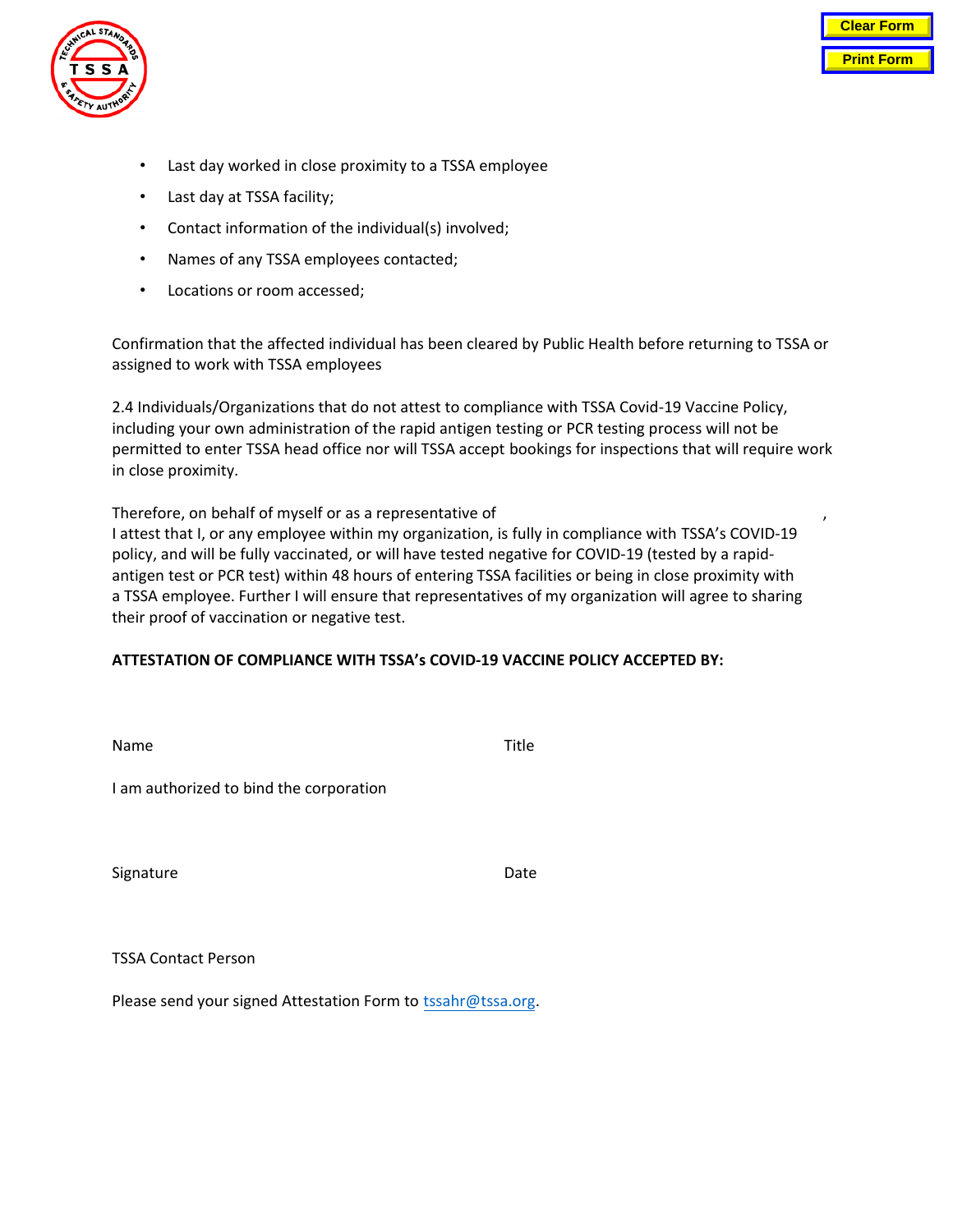- Last day worked in close proximity to a TSSA employee
- Last day at TSSA facility;
- Contact information of the individual(s) involved;
- Names of any TSSA employees contacted;
- Locations or room accessed;

Confirmation that the affected individual has been cleared by Public Health before returning to TSSA or assigned to work with TSSA employees

2.4 Individuals/Organizations that do not attest to compliance with TSSA Covid-19 Vaccine Policy, including your own administration of the rapid antigen testing or PCR testing process will not be permitted to enter TSSA head office nor will TSSA accept bookings for inspections that will require work in close proximity.

Therefore, on behalf of myself or as a representative of ,
I attest that I, or any employee within my organization, is fully in compliance with TSSA's COVID-19 policy, and will be fully vaccinated, or will have tested negative for COVID-19 (tested by a rapid-antigen test or PCR test) within 48 hours of entering TSSA facilities or being in close proximity with a TSSA employee. Further I will ensure that representatives of my organization will agree to sharing their proof of vaccination or negative test.

**ATTESTATION OF COMPLIANCE WITH TSSA's COVID-19 VACCINE POLICY ACCEPTED BY:**

Name Title

I am authorized to bind the corporation

Signature Date

TSSA Contact Person

Please send your signed Attestation Form to tssahr@tssa.org.